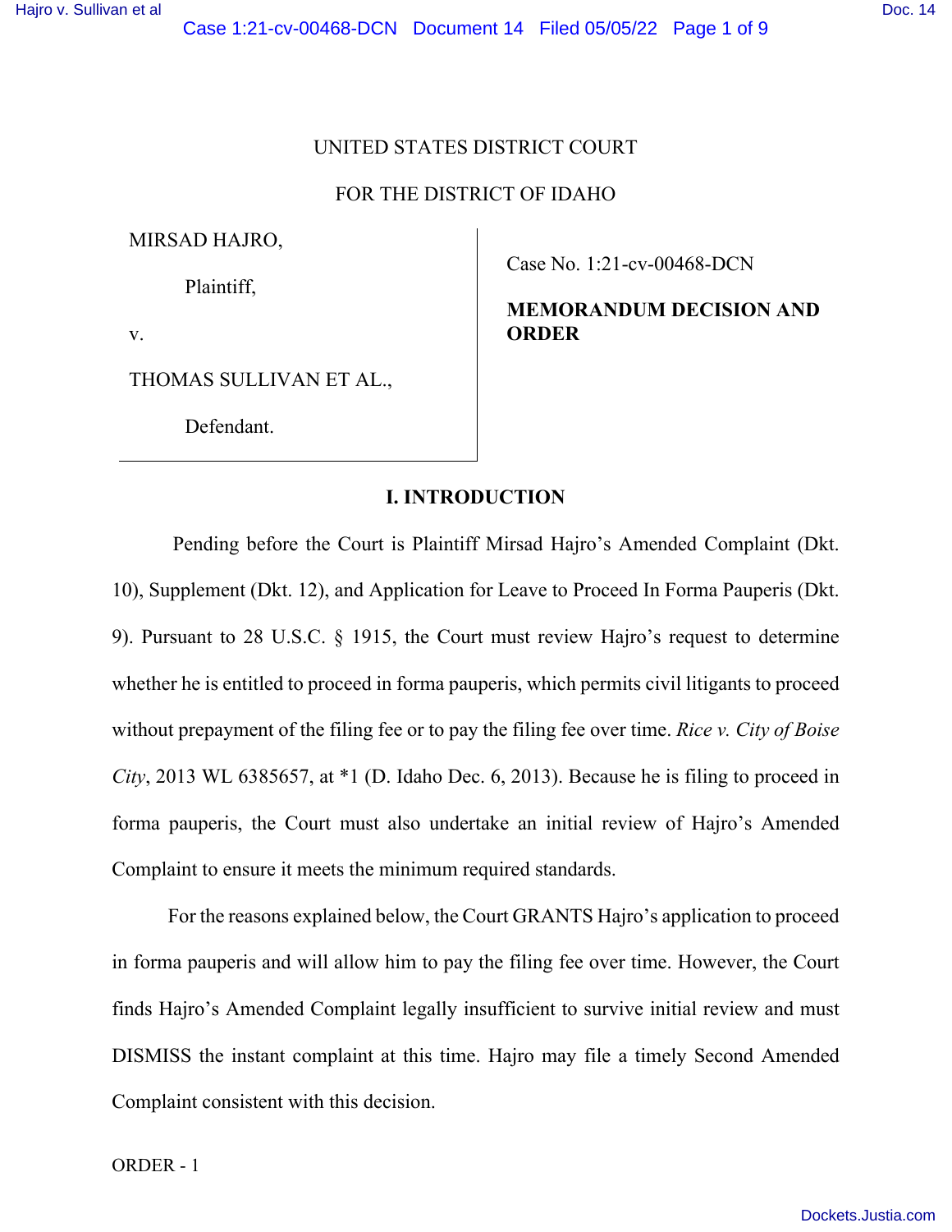UNITED STATES DISTRICT COURT

FOR THE DISTRICT OF IDAHO

| | |
|---|---|
| MIRSAD HAJRO,<br><br>Plaintiff,<br><br>v.<br><br>THOMAS SULLIVAN ET AL.,<br><br>Defendant. | Case No. 1:21-cv-00468-DCN<br><br>**MEMORANDUM DECISION AND ORDER** |

## I. INTRODUCTION

Pending before the Court is Plaintiff Mirsad Hajro's Amended Complaint (Dkt. 10), Supplement (Dkt. 12), and Application for Leave to Proceed In Forma Pauperis (Dkt. 9). Pursuant to 28 U.S.C. § 1915, the Court must review Hajro's request to determine whether he is entitled to proceed in forma pauperis, which permits civil litigants to proceed without prepayment of the filing fee or to pay the filing fee over time. *Rice v. City of Boise City*, 2013 WL 6385657, at *1 (D. Idaho Dec. 6, 2013). Because he is filing to proceed in forma pauperis, the Court must also undertake an initial review of Hajro's Amended Complaint to ensure it meets the minimum required standards.

For the reasons explained below, the Court GRANTS Hajro's application to proceed in forma pauperis and will allow him to pay the filing fee over time. However, the Court finds Hajro's Amended Complaint legally insufficient to survive initial review and must DISMISS the instant complaint at this time. Hajro may file a timely Second Amended Complaint consistent with this decision.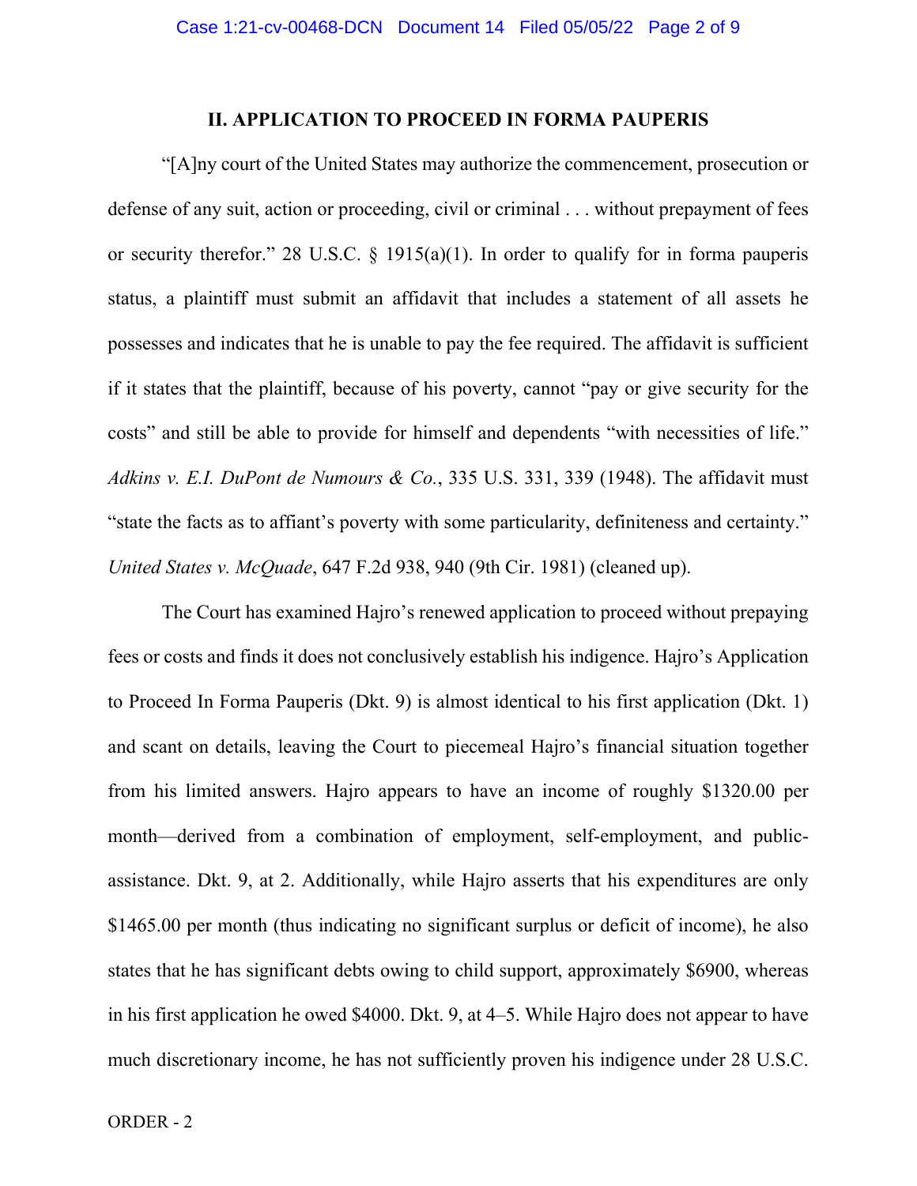## II. APPLICATION TO PROCEED IN FORMA PAUPERIS

"[A]ny court of the United States may authorize the commencement, prosecution or defense of any suit, action or proceeding, civil or criminal . . . without prepayment of fees or security therefor." 28 U.S.C. § 1915(a)(1). In order to qualify for in forma pauperis status, a plaintiff must submit an affidavit that includes a statement of all assets he possesses and indicates that he is unable to pay the fee required. The affidavit is sufficient if it states that the plaintiff, because of his poverty, cannot "pay or give security for the costs" and still be able to provide for himself and dependents "with necessities of life." *Adkins v. E.I. DuPont de Numours & Co.*, 335 U.S. 331, 339 (1948). The affidavit must "state the facts as to affiant's poverty with some particularity, definiteness and certainty." *United States v. McQuade*, 647 F.2d 938, 940 (9th Cir. 1981) (cleaned up).

The Court has examined Hajro's renewed application to proceed without prepaying fees or costs and finds it does not conclusively establish his indigence. Hajro's Application to Proceed In Forma Pauperis (Dkt. 9) is almost identical to his first application (Dkt. 1) and scant on details, leaving the Court to piecemeal Hajro's financial situation together from his limited answers. Hajro appears to have an income of roughly $1320.00 per month—derived from a combination of employment, self-employment, and public-assistance. Dkt. 9, at 2. Additionally, while Hajro asserts that his expenditures are only $1465.00 per month (thus indicating no significant surplus or deficit of income), he also states that he has significant debts owing to child support, approximately $6900, whereas in his first application he owed $4000. Dkt. 9, at 4–5. While Hajro does not appear to have much discretionary income, he has not sufficiently proven his indigence under 28 U.S.C.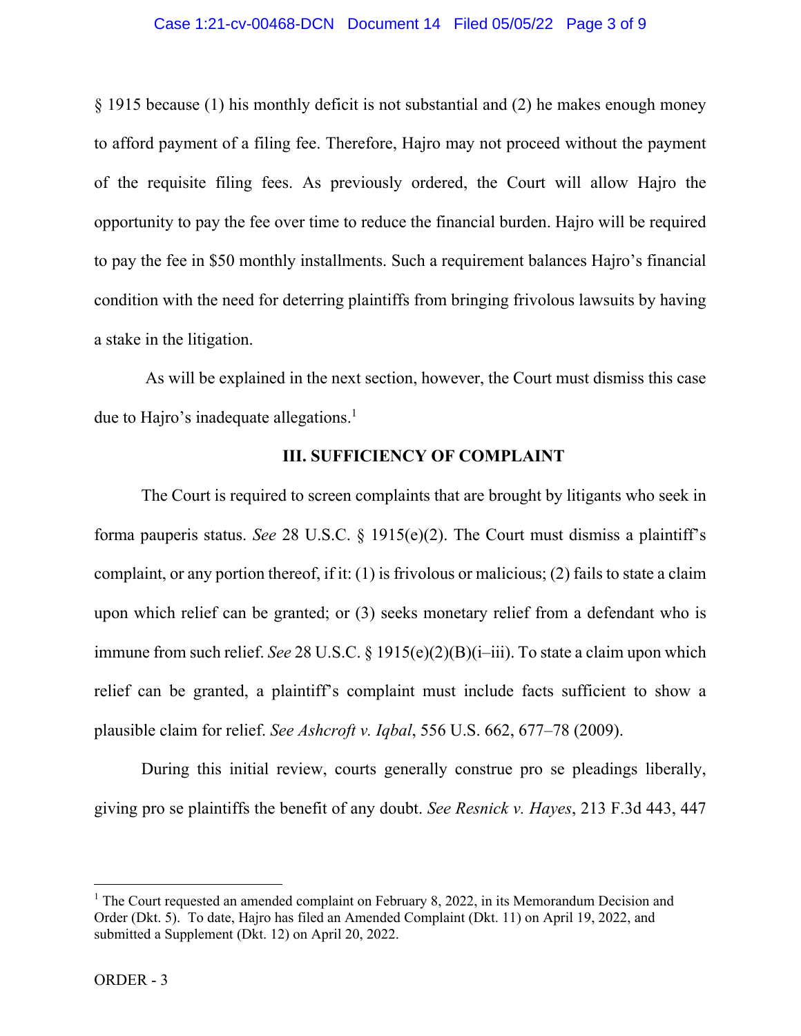§ 1915 because (1) his monthly deficit is not substantial and (2) he makes enough money to afford payment of a filing fee. Therefore, Hajro may not proceed without the payment of the requisite filing fees. As previously ordered, the Court will allow Hajro the opportunity to pay the fee over time to reduce the financial burden. Hajro will be required to pay the fee in $50 monthly installments. Such a requirement balances Hajro's financial condition with the need for deterring plaintiffs from bringing frivolous lawsuits by having a stake in the litigation.

As will be explained in the next section, however, the Court must dismiss this case due to Hajro's inadequate allegations.[1]

## III. SUFFICIENCY OF COMPLAINT

The Court is required to screen complaints that are brought by litigants who seek in forma pauperis status. *See* 28 U.S.C. § 1915(e)(2). The Court must dismiss a plaintiff's complaint, or any portion thereof, if it: (1) is frivolous or malicious; (2) fails to state a claim upon which relief can be granted; or (3) seeks monetary relief from a defendant who is immune from such relief. *See* 28 U.S.C. § 1915(e)(2)(B)(i–iii). To state a claim upon which relief can be granted, a plaintiff's complaint must include facts sufficient to show a plausible claim for relief. *See Ashcroft v. Iqbal*, 556 U.S. 662, 677–78 (2009).

During this initial review, courts generally construe pro se pleadings liberally, giving pro se plaintiffs the benefit of any doubt. *See Resnick v. Hayes*, 213 F.3d 443, 447

---

[1] The Court requested an amended complaint on February 8, 2022, in its Memorandum Decision and Order (Dkt. 5). To date, Hajro has filed an Amended Complaint (Dkt. 11) on April 19, 2022, and submitted a Supplement (Dkt. 12) on April 20, 2022.

ORDER - 3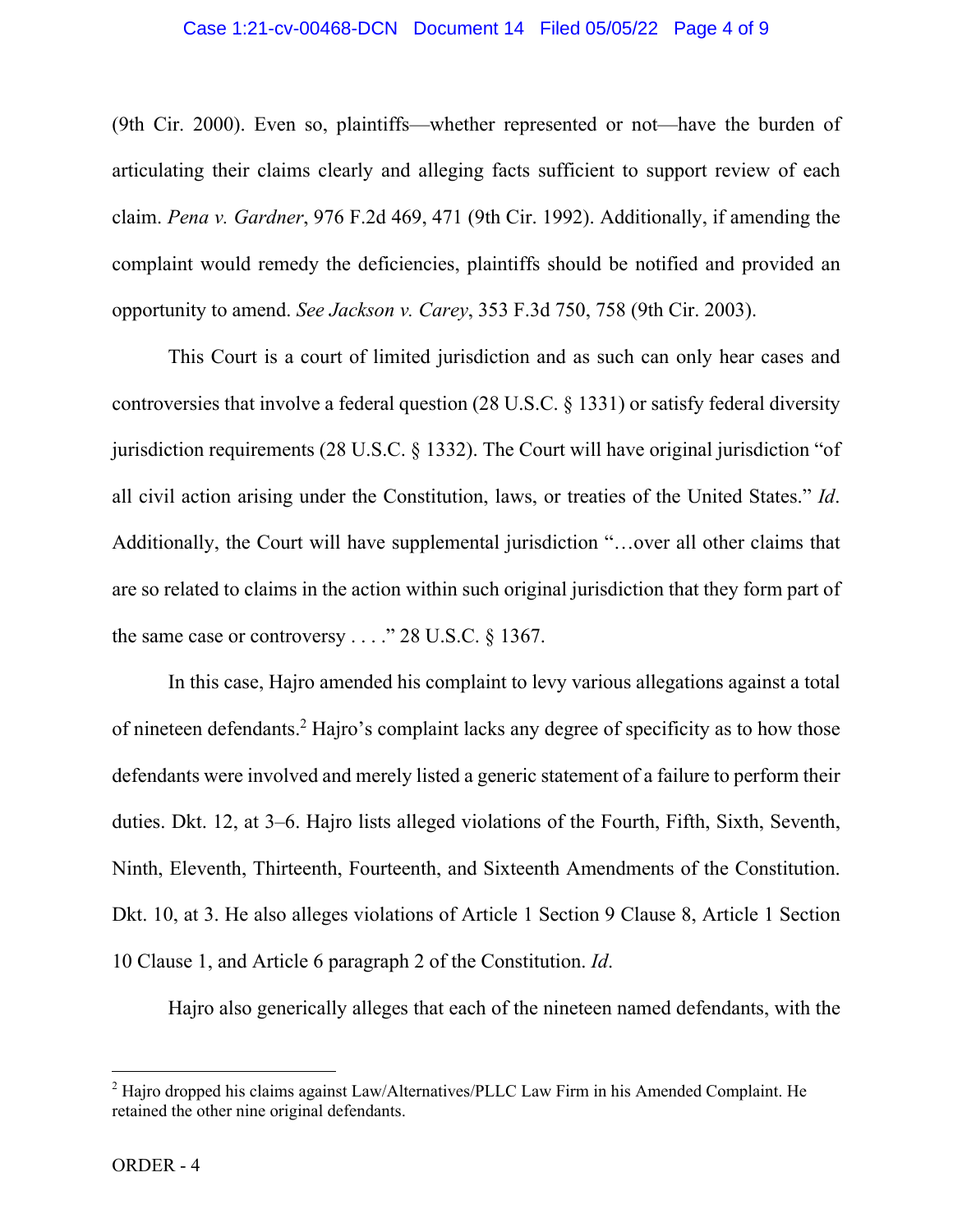(9th Cir. 2000). Even so, plaintiffs—whether represented or not—have the burden of articulating their claims clearly and alleging facts sufficient to support review of each claim. *Pena v. Gardner*, 976 F.2d 469, 471 (9th Cir. 1992). Additionally, if amending the complaint would remedy the deficiencies, plaintiffs should be notified and provided an opportunity to amend. *See Jackson v. Carey*, 353 F.3d 750, 758 (9th Cir. 2003).

This Court is a court of limited jurisdiction and as such can only hear cases and controversies that involve a federal question (28 U.S.C. § 1331) or satisfy federal diversity jurisdiction requirements (28 U.S.C. § 1332). The Court will have original jurisdiction "of all civil action arising under the Constitution, laws, or treaties of the United States." *Id*. Additionally, the Court will have supplemental jurisdiction "…over all other claims that are so related to claims in the action within such original jurisdiction that they form part of the same case or controversy . . . ." 28 U.S.C. § 1367.

In this case, Hajro amended his complaint to levy various allegations against a total of nineteen defendants.[2] Hajro's complaint lacks any degree of specificity as to how those defendants were involved and merely listed a generic statement of a failure to perform their duties. Dkt. 12, at 3–6. Hajro lists alleged violations of the Fourth, Fifth, Sixth, Seventh, Ninth, Eleventh, Thirteenth, Fourteenth, and Sixteenth Amendments of the Constitution. Dkt. 10, at 3. He also alleges violations of Article 1 Section 9 Clause 8, Article 1 Section 10 Clause 1, and Article 6 paragraph 2 of the Constitution. *Id*.

Hajro also generically alleges that each of the nineteen named defendants, with the

[2] Hajro dropped his claims against Law/Alternatives/PLLC Law Firm in his Amended Complaint. He retained the other nine original defendants.

ORDER - 4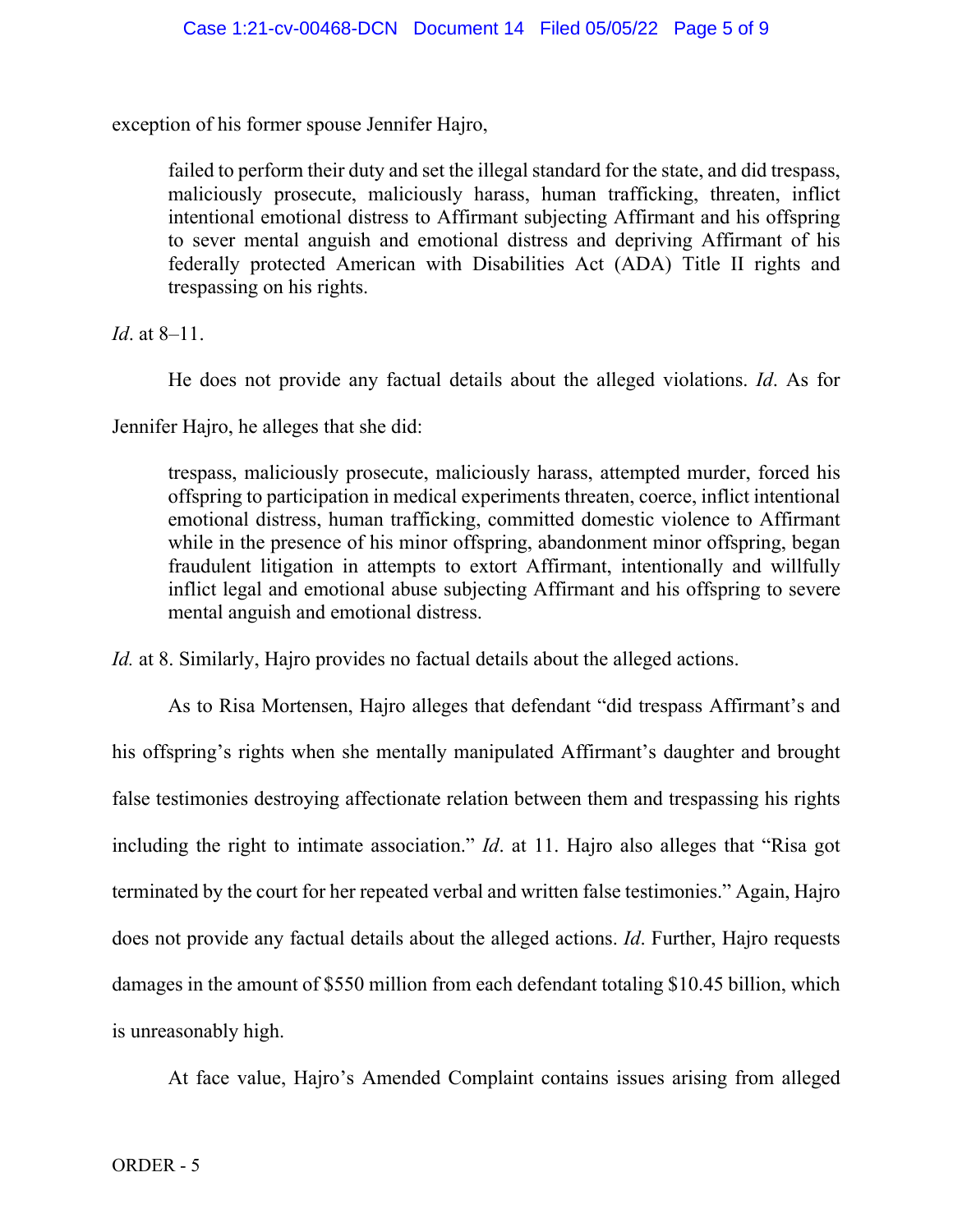exception of his former spouse Jennifer Hajro,

> failed to perform their duty and set the illegal standard for the state, and did trespass, maliciously prosecute, maliciously harass, human trafficking, threaten, inflict intentional emotional distress to Affirmant subjecting Affirmant and his offspring to sever mental anguish and emotional distress and depriving Affirmant of his federally protected American with Disabilities Act (ADA) Title II rights and trespassing on his rights.

*Id*. at 8–11.

He does not provide any factual details about the alleged violations. *Id*. As for Jennifer Hajro, he alleges that she did:

> trespass, maliciously prosecute, maliciously harass, attempted murder, forced his offspring to participation in medical experiments threaten, coerce, inflict intentional emotional distress, human trafficking, committed domestic violence to Affirmant while in the presence of his minor offspring, abandonment minor offspring, began fraudulent litigation in attempts to extort Affirmant, intentionally and willfully inflict legal and emotional abuse subjecting Affirmant and his offspring to severe mental anguish and emotional distress.

*Id.* at 8. Similarly, Hajro provides no factual details about the alleged actions.

As to Risa Mortensen, Hajro alleges that defendant "did trespass Affirmant's and his offspring's rights when she mentally manipulated Affirmant's daughter and brought false testimonies destroying affectionate relation between them and trespassing his rights including the right to intimate association." *Id*. at 11. Hajro also alleges that "Risa got terminated by the court for her repeated verbal and written false testimonies." Again, Hajro does not provide any factual details about the alleged actions. *Id*. Further, Hajro requests damages in the amount of $550 million from each defendant totaling $10.45 billion, which is unreasonably high.

At face value, Hajro's Amended Complaint contains issues arising from alleged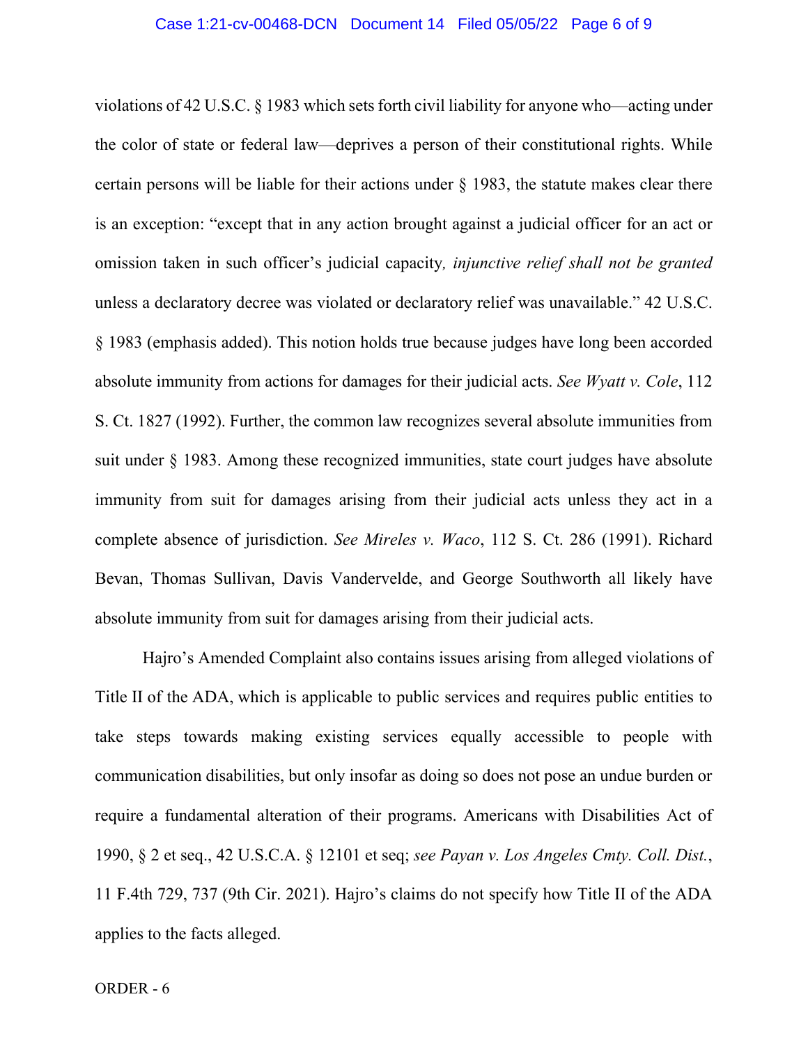violations of 42 U.S.C. § 1983 which sets forth civil liability for anyone who—acting under the color of state or federal law—deprives a person of their constitutional rights. While certain persons will be liable for their actions under § 1983, the statute makes clear there is an exception: "except that in any action brought against a judicial officer for an act or omission taken in such officer's judicial capacity*, injunctive relief shall not be granted* unless a declaratory decree was violated or declaratory relief was unavailable." 42 U.S.C. § 1983 (emphasis added). This notion holds true because judges have long been accorded absolute immunity from actions for damages for their judicial acts. *See Wyatt v. Cole*, 112 S. Ct. 1827 (1992). Further, the common law recognizes several absolute immunities from suit under § 1983. Among these recognized immunities, state court judges have absolute immunity from suit for damages arising from their judicial acts unless they act in a complete absence of jurisdiction. *See Mireles v. Waco*, 112 S. Ct. 286 (1991). Richard Bevan, Thomas Sullivan, Davis Vandervelde, and George Southworth all likely have absolute immunity from suit for damages arising from their judicial acts.

Hajro's Amended Complaint also contains issues arising from alleged violations of Title II of the ADA, which is applicable to public services and requires public entities to take steps towards making existing services equally accessible to people with communication disabilities, but only insofar as doing so does not pose an undue burden or require a fundamental alteration of their programs. Americans with Disabilities Act of 1990, § 2 et seq., 42 U.S.C.A. § 12101 et seq; *see Payan v. Los Angeles Cmty. Coll. Dist.*, 11 F.4th 729, 737 (9th Cir. 2021). Hajro's claims do not specify how Title II of the ADA applies to the facts alleged.

ORDER - 6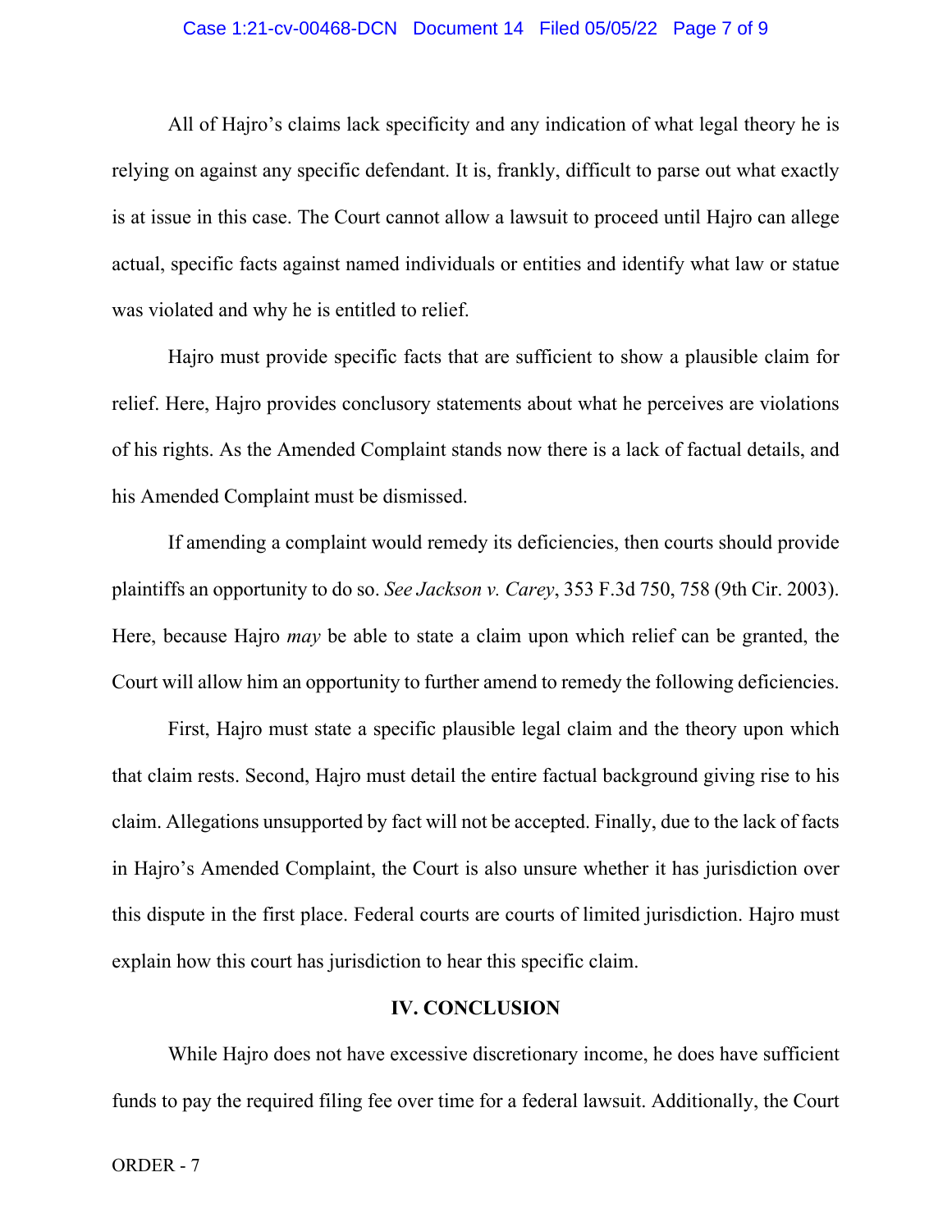All of Hajro's claims lack specificity and any indication of what legal theory he is relying on against any specific defendant. It is, frankly, difficult to parse out what exactly is at issue in this case. The Court cannot allow a lawsuit to proceed until Hajro can allege actual, specific facts against named individuals or entities and identify what law or statue was violated and why he is entitled to relief.

Hajro must provide specific facts that are sufficient to show a plausible claim for relief. Here, Hajro provides conclusory statements about what he perceives are violations of his rights. As the Amended Complaint stands now there is a lack of factual details, and his Amended Complaint must be dismissed.

If amending a complaint would remedy its deficiencies, then courts should provide plaintiffs an opportunity to do so. *See Jackson v. Carey*, 353 F.3d 750, 758 (9th Cir. 2003). Here, because Hajro *may* be able to state a claim upon which relief can be granted, the Court will allow him an opportunity to further amend to remedy the following deficiencies.

First, Hajro must state a specific plausible legal claim and the theory upon which that claim rests. Second, Hajro must detail the entire factual background giving rise to his claim. Allegations unsupported by fact will not be accepted. Finally, due to the lack of facts in Hajro's Amended Complaint, the Court is also unsure whether it has jurisdiction over this dispute in the first place. Federal courts are courts of limited jurisdiction. Hajro must explain how this court has jurisdiction to hear this specific claim.

## IV. CONCLUSION

While Hajro does not have excessive discretionary income, he does have sufficient funds to pay the required filing fee over time for a federal lawsuit. Additionally, the Court

ORDER - 7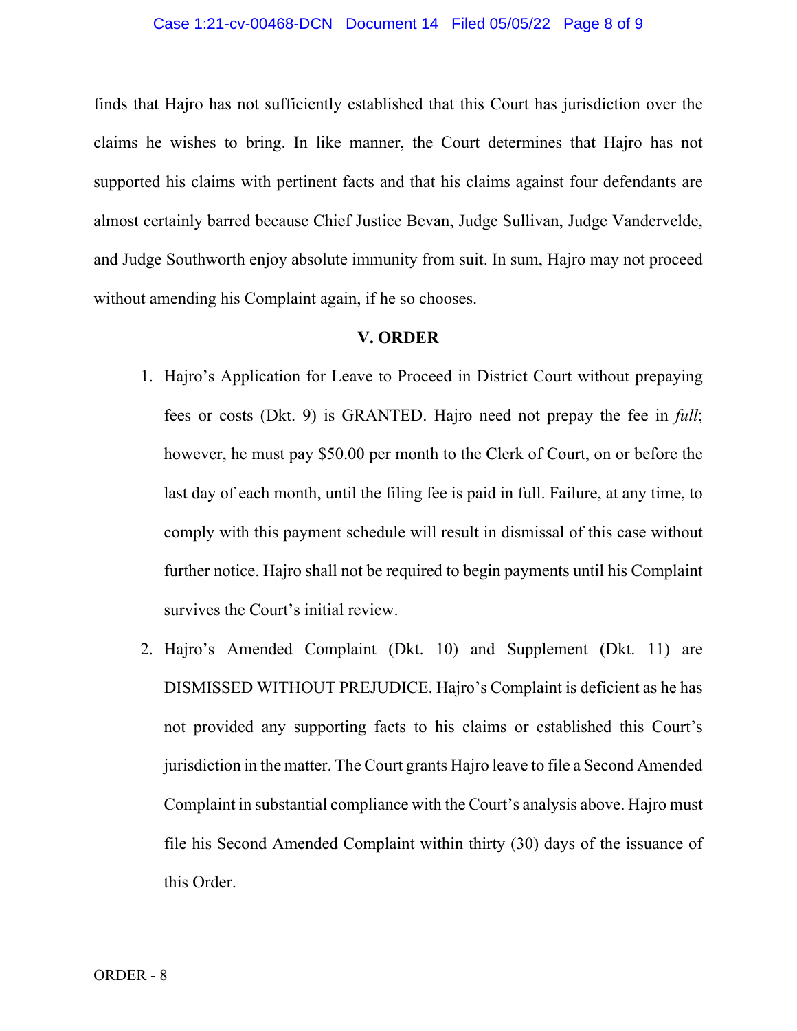finds that Hajro has not sufficiently established that this Court has jurisdiction over the claims he wishes to bring. In like manner, the Court determines that Hajro has not supported his claims with pertinent facts and that his claims against four defendants are almost certainly barred because Chief Justice Bevan, Judge Sullivan, Judge Vandervelde, and Judge Southworth enjoy absolute immunity from suit. In sum, Hajro may not proceed without amending his Complaint again, if he so chooses.

## V. ORDER

1. Hajro's Application for Leave to Proceed in District Court without prepaying fees or costs (Dkt. 9) is GRANTED. Hajro need not prepay the fee in *full*; however, he must pay $50.00 per month to the Clerk of Court, on or before the last day of each month, until the filing fee is paid in full. Failure, at any time, to comply with this payment schedule will result in dismissal of this case without further notice. Hajro shall not be required to begin payments until his Complaint survives the Court's initial review.

2. Hajro's Amended Complaint (Dkt. 10) and Supplement (Dkt. 11) are DISMISSED WITHOUT PREJUDICE. Hajro's Complaint is deficient as he has not provided any supporting facts to his claims or established this Court's jurisdiction in the matter. The Court grants Hajro leave to file a Second Amended Complaint in substantial compliance with the Court's analysis above. Hajro must file his Second Amended Complaint within thirty (30) days of the issuance of this Order.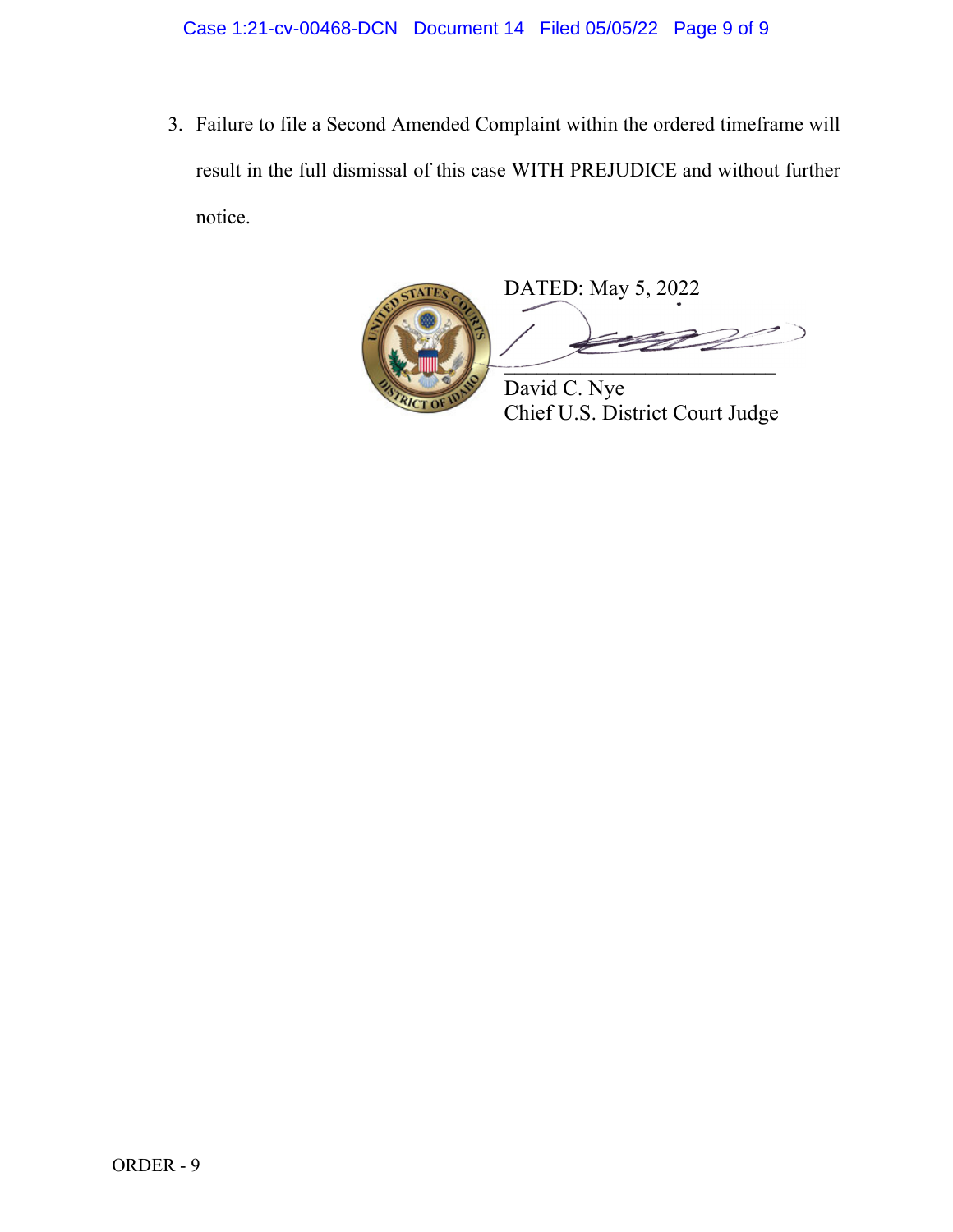3. Failure to file a Second Amended Complaint within the ordered timeframe will result in the full dismissal of this case WITH PREJUDICE and without further notice.

DATED: May 5, 2022

_________________________

David C. Nye
Chief U.S. District Court Judge